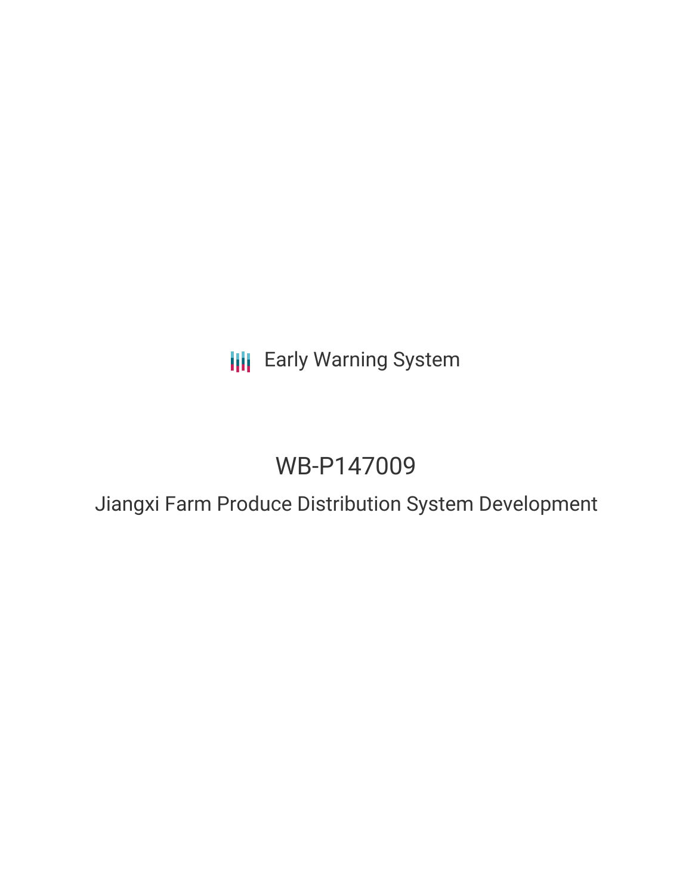Early Warning System

# WB-P147009

## Jiangxi Farm Produce Distribution System Development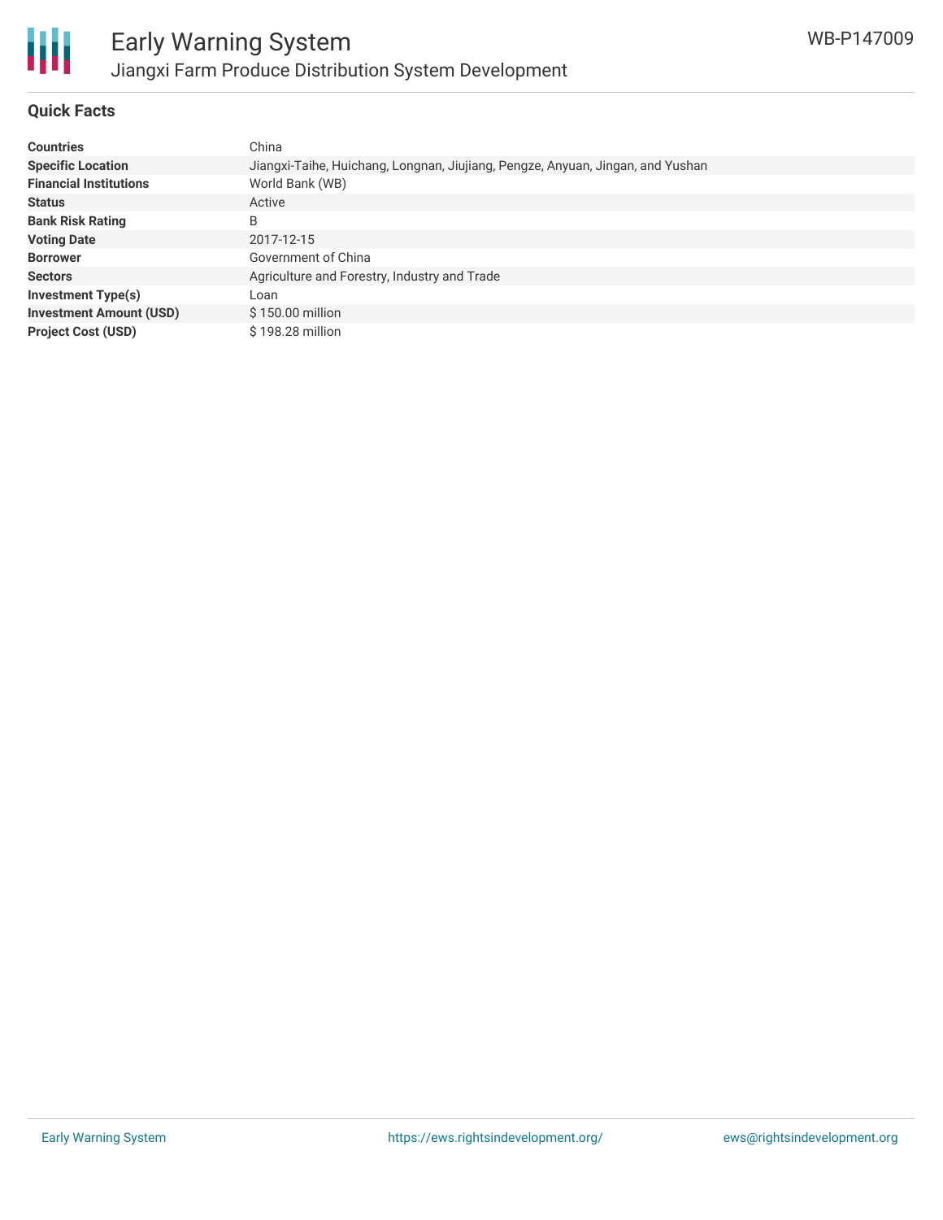# Early Warning System

## Jiangxi Farm Produce Distribution System Development

WB-P147009

### Quick Facts

| | |
|---|---|
| **Countries** | China |
| **Specific Location** | Jiangxi-Taihe, Huichang, Longnan, Jiujiang, Pengze, Anyuan, Jingan, and Yushan |
| **Financial Institutions** | World Bank (WB) |
| **Status** | Active |
| **Bank Risk Rating** | B |
| **Voting Date** | 2017-12-15 |
| **Borrower** | Government of China |
| **Sectors** | Agriculture and Forestry, Industry and Trade |
| **Investment Type(s)** | Loan |
| **Investment Amount (USD)** | $ 150.00 million |
| **Project Cost (USD)** | $ 198.28 million |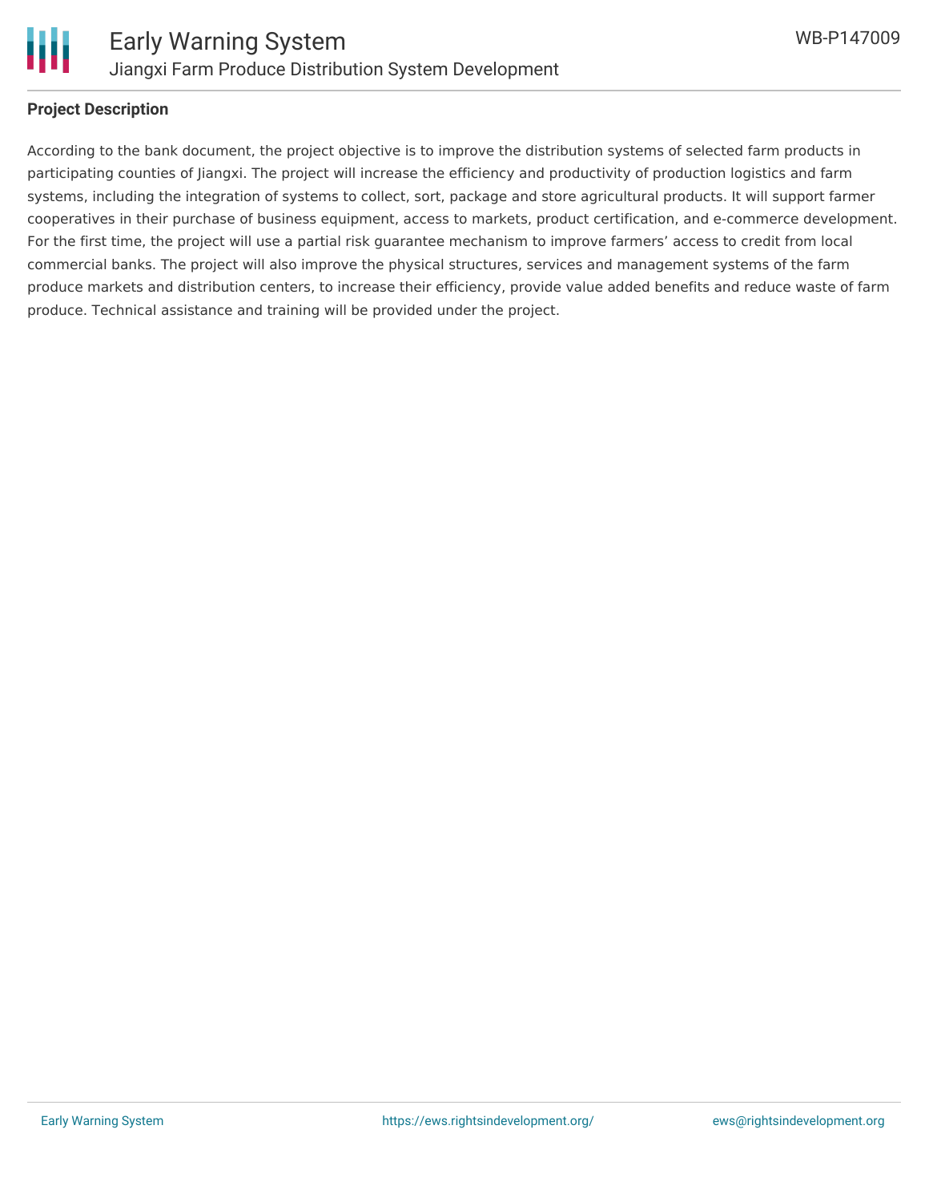**Project Description**

According to the bank document, the project objective is to improve the distribution systems of selected farm products in participating counties of Jiangxi. The project will increase the efficiency and productivity of production logistics and farm systems, including the integration of systems to collect, sort, package and store agricultural products. It will support farmer cooperatives in their purchase of business equipment, access to markets, product certification, and e-commerce development. For the first time, the project will use a partial risk guarantee mechanism to improve farmers' access to credit from local commercial banks. The project will also improve the physical structures, services and management systems of the farm produce markets and distribution centers, to increase their efficiency, provide value added benefits and reduce waste of farm produce. Technical assistance and training will be provided under the project.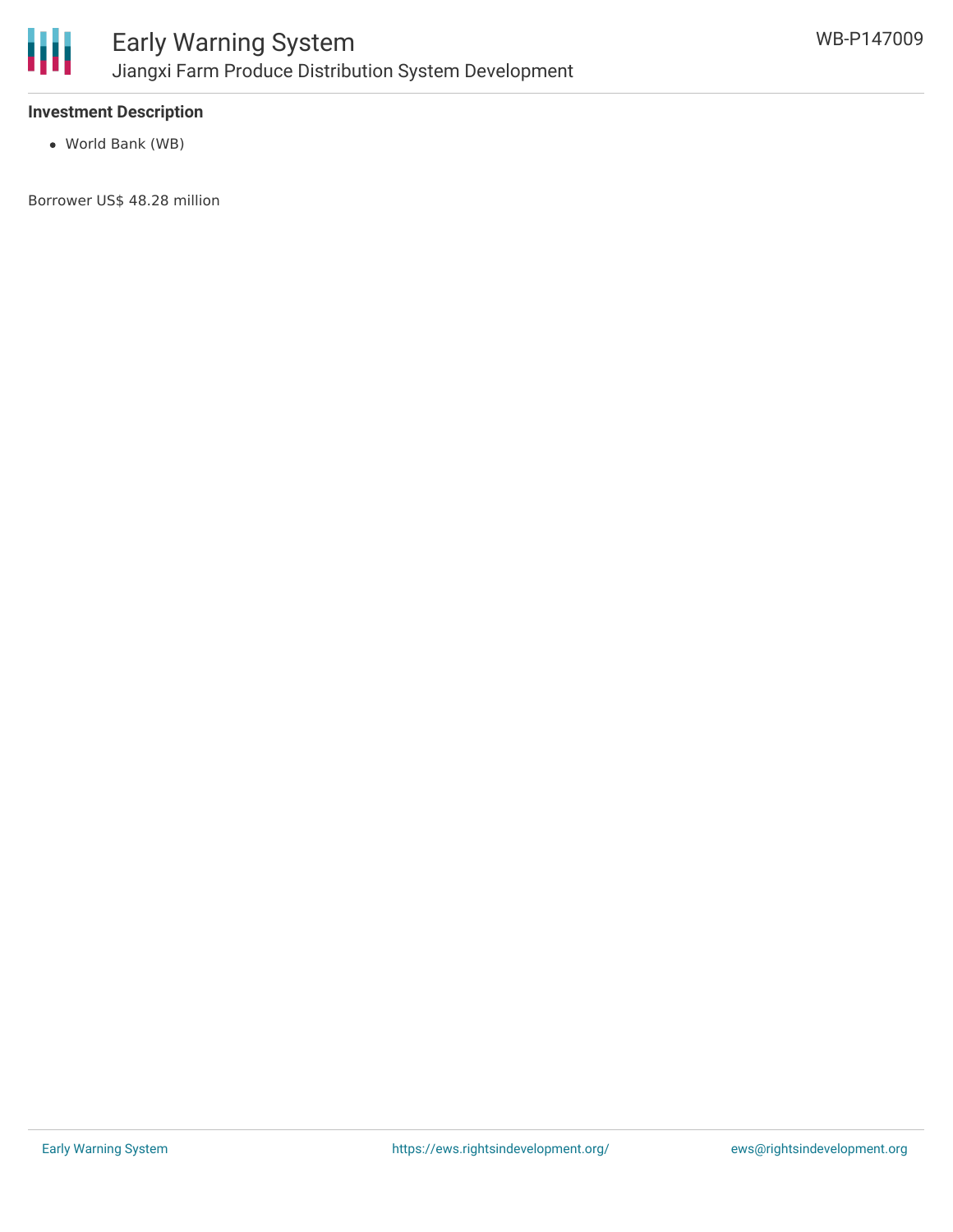**Investment Description**

- World Bank (WB)

Borrower US$ 48.28 million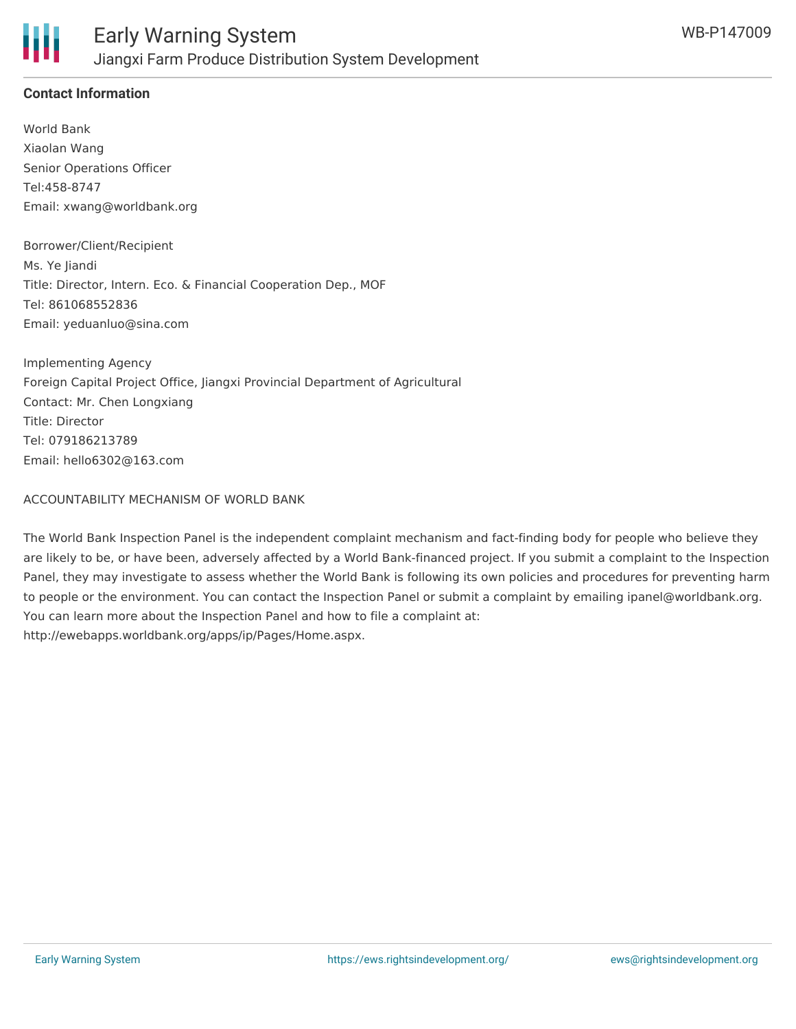## Contact Information

World Bank
Xiaolan Wang
Senior Operations Officer
Tel:458-8747
Email: xwang@worldbank.org

Borrower/Client/Recipient
Ms. Ye Jiandi
Title: Director, Intern. Eco. & Financial Cooperation Dep., MOF
Tel: 861068552836
Email: yeduanluo@sina.com

Implementing Agency
Foreign Capital Project Office, Jiangxi Provincial Department of Agricultural
Contact: Mr. Chen Longxiang
Title: Director
Tel: 079186213789
Email: hello6302@163.com

ACCOUNTABILITY MECHANISM OF WORLD BANK

The World Bank Inspection Panel is the independent complaint mechanism and fact-finding body for people who believe they are likely to be, or have been, adversely affected by a World Bank-financed project. If you submit a complaint to the Inspection Panel, they may investigate to assess whether the World Bank is following its own policies and procedures for preventing harm to people or the environment. You can contact the Inspection Panel or submit a complaint by emailing ipanel@worldbank.org. You can learn more about the Inspection Panel and how to file a complaint at: http://ewebapps.worldbank.org/apps/ip/Pages/Home.aspx.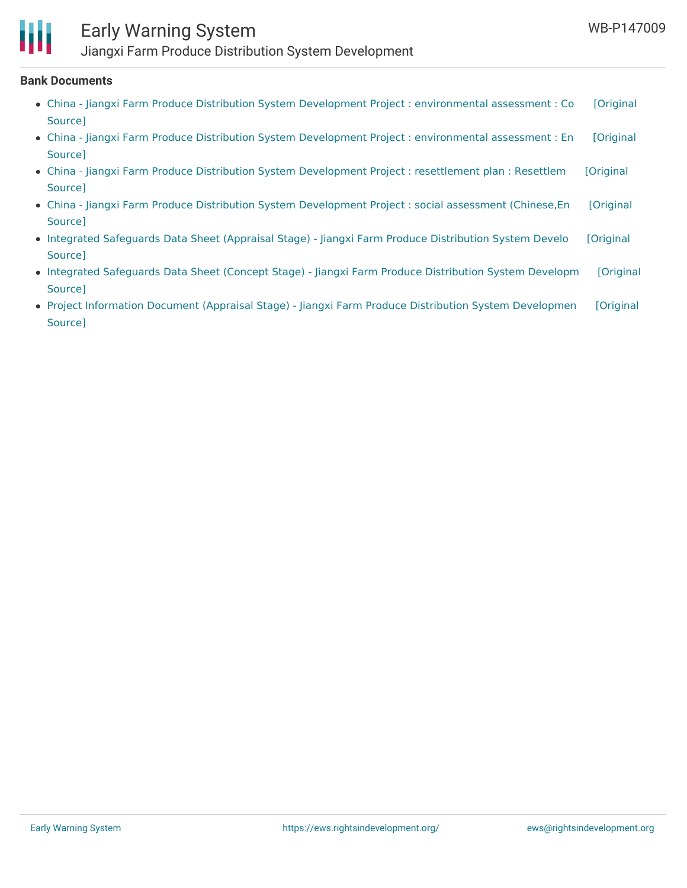## Bank Documents

- China - Jiangxi Farm Produce Distribution System Development Project : environmental assessment : Co [Original Source]
- China - Jiangxi Farm Produce Distribution System Development Project : environmental assessment : En [Original Source]
- China - Jiangxi Farm Produce Distribution System Development Project : resettlement plan : Resettlem [Original Source]
- China - Jiangxi Farm Produce Distribution System Development Project : social assessment (Chinese,En [Original Source]
- Integrated Safeguards Data Sheet (Appraisal Stage) - Jiangxi Farm Produce Distribution System Develo [Original Source]
- Integrated Safeguards Data Sheet (Concept Stage) - Jiangxi Farm Produce Distribution System Developm [Original Source]
- Project Information Document (Appraisal Stage) - Jiangxi Farm Produce Distribution System Developmen [Original Source]